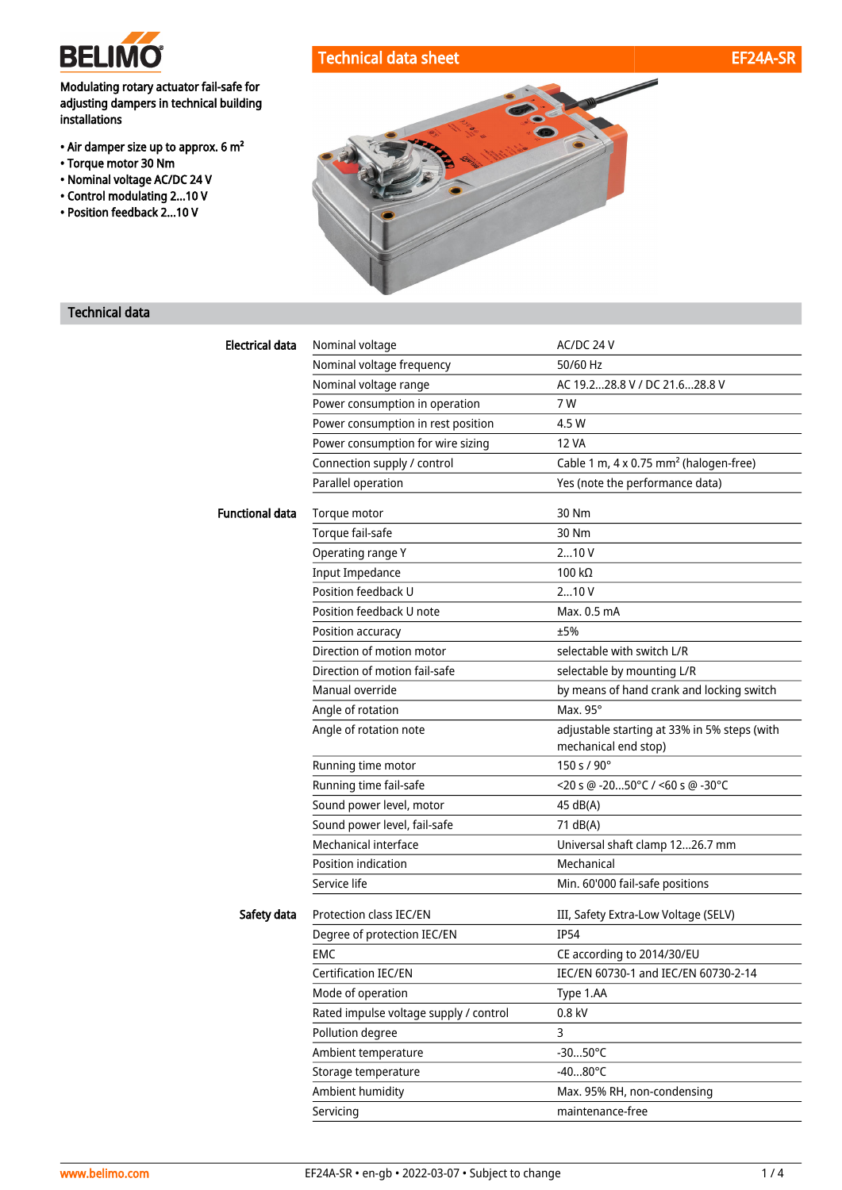**BELIMO**

# Technical data sheet EF24A-SR

Modulating rotary actuator fail-safe for adjusting dampers in technical building installations

- Air damper size up to approx. 6 m²
- Torque motor 30 Nm
- Nominal voltage AC/DC 24 V
- Control modulating 2...10 V
- Position feedback 2...10 V

## Technical data

| | | |
|---|---|---|
| **Electrical data** | Nominal voltage | AC/DC 24 V |
| | Nominal voltage frequency | 50/60 Hz |
| | Nominal voltage range | AC 19.2...28.8 V / DC 21.6...28.8 V |
| | Power consumption in operation | 7 W |
| | Power consumption in rest position | 4.5 W |
| | Power consumption for wire sizing | 12 VA |
| | Connection supply / control | Cable 1 m, 4 x 0.75 mm² (halogen-free) |
| | Parallel operation | Yes (note the performance data) |
| **Functional data** | Torque motor | 30 Nm |
| | Torque fail-safe | 30 Nm |
| | Operating range Y | 2...10 V |
| | Input Impedance | 100 kΩ |
| | Position feedback U | 2...10 V |
| | Position feedback U note | Max. 0.5 mA |
| | Position accuracy | ±5% |
| | Direction of motion motor | selectable with switch L/R |
| | Direction of motion fail-safe | selectable by mounting L/R |
| | Manual override | by means of hand crank and locking switch |
| | Angle of rotation | Max. 95° |
| | Angle of rotation note | adjustable starting at 33% in 5% steps (with mechanical end stop) |
| | Running time motor | 150 s / 90° |
| | Running time fail-safe | <20 s @ -20...50°C / <60 s @ -30°C |
| | Sound power level, motor | 45 dB(A) |
| | Sound power level, fail-safe | 71 dB(A) |
| | Mechanical interface | Universal shaft clamp 12...26.7 mm |
| | Position indication | Mechanical |
| | Service life | Min. 60'000 fail-safe positions |
| **Safety data** | Protection class IEC/EN | III, Safety Extra-Low Voltage (SELV) |
| | Degree of protection IEC/EN | IP54 |
| | EMC | CE according to 2014/30/EU |
| | Certification IEC/EN | IEC/EN 60730-1 and IEC/EN 60730-2-14 |
| | Mode of operation | Type 1.AA |
| | Rated impulse voltage supply / control | 0.8 kV |
| | Pollution degree | 3 |
| | Ambient temperature | -30...50°C |
| | Storage temperature | -40...80°C |
| | Ambient humidity | Max. 95% RH, non-condensing |
| | Servicing | maintenance-free |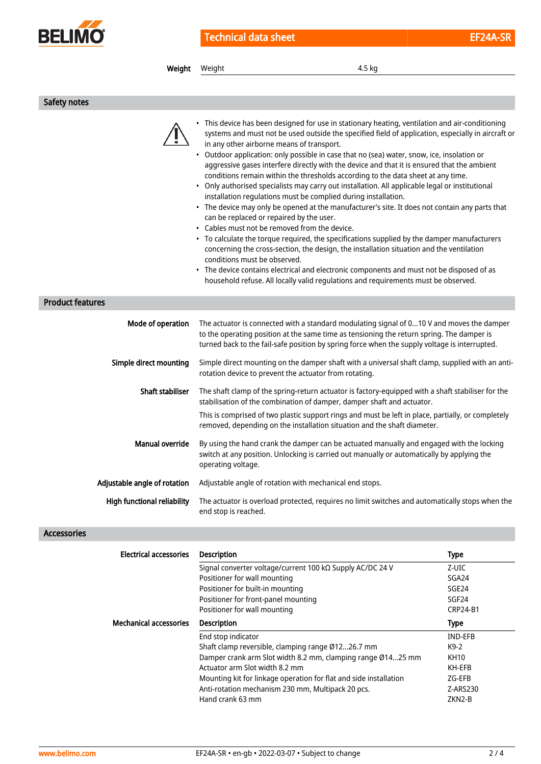| Weight | | |
|---|---|---|
| Weight | Weight | 4.5 kg |

## Safety notes

- This device has been designed for use in stationary heating, ventilation and air-conditioning systems and must not be used outside the specified field of application, especially in aircraft or in any other airborne means of transport.
- Outdoor application: only possible in case that no (sea) water, snow, ice, insolation or aggressive gases interfere directly with the device and that it is ensured that the ambient conditions remain within the thresholds according to the data sheet at any time.
- Only authorised specialists may carry out installation. All applicable legal or institutional installation regulations must be complied during installation.
- The device may only be opened at the manufacturer's site. It does not contain any parts that can be replaced or repaired by the user.
- Cables must not be removed from the device.
- To calculate the torque required, the specifications supplied by the damper manufacturers concerning the cross-section, the design, the installation situation and the ventilation conditions must be observed.
- The device contains electrical and electronic components and must not be disposed of as household refuse. All locally valid regulations and requirements must be observed.

## Product features

**Mode of operation**
The actuator is connected with a standard modulating signal of 0...10 V and moves the damper to the operating position at the same time as tensioning the return spring. The damper is turned back to the fail-safe position by spring force when the supply voltage is interrupted.

**Simple direct mounting**
Simple direct mounting on the damper shaft with a universal shaft clamp, supplied with an anti-rotation device to prevent the actuator from rotating.

**Shaft stabiliser**
The shaft clamp of the spring-return actuator is factory-equipped with a shaft stabiliser for the stabilisation of the combination of damper, damper shaft and actuator.

This is comprised of two plastic support rings and must be left in place, partially, or completely removed, depending on the installation situation and the shaft diameter.

**Manual override**
By using the hand crank the damper can be actuated manually and engaged with the locking switch at any position. Unlocking is carried out manually or automatically by applying the operating voltage.

**Adjustable angle of rotation**
Adjustable angle of rotation with mechanical end stops.

**High functional reliability**
The actuator is overload protected, requires no limit switches and automatically stops when the end stop is reached.

## Accessories

**Electrical accessories**

| Description | Type |
|---|---|
| Signal converter voltage/current 100 kΩ Supply AC/DC 24 V | Z-UIC |
| Positioner for wall mounting | SGA24 |
| Positioner for built-in mounting | SGE24 |
| Positioner for front-panel mounting | SGF24 |
| Positioner for wall mounting | CRP24-B1 |

**Mechanical accessories**

| Description | Type |
|---|---|
| End stop indicator | IND-EFB |
| Shaft clamp reversible, clamping range Ø12...26.7 mm | K9-2 |
| Damper crank arm Slot width 8.2 mm, clamping range Ø14...25 mm | KH10 |
| Actuator arm Slot width 8.2 mm | KH-EFB |
| Mounting kit for linkage operation for flat and side installation | ZG-EFB |
| Anti-rotation mechanism 230 mm, Multipack 20 pcs. | Z-ARS230 |
| Hand crank 63 mm | ZKN2-B |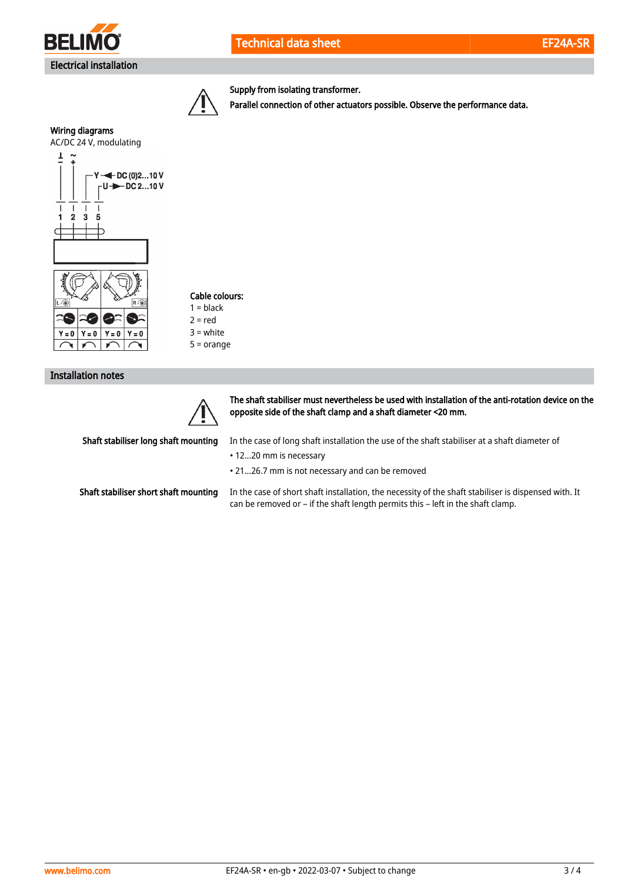## Electrical installation

⚠ **Supply from isolating transformer.**

**Parallel connection of other actuators possible. Observe the performance data.**

**Wiring diagrams**

AC/DC 24 V, modulating

⊥ – ~ +

Y ◄ DC (0)2...10 V

U ► DC 2...10 V

1 2 3 5

Y = 0 | Y = 0 | Y = 0 | Y = 0

**Cable colours:**

1 = black

2 = red

3 = white

5 = orange

## Installation notes

⚠ **The shaft stabiliser must nevertheless be used with installation of the anti-rotation device on the opposite side of the shaft clamp and a shaft diameter <20 mm.**

**Shaft stabiliser long shaft mounting**

In the case of long shaft installation the use of the shaft stabiliser at a shaft diameter of

- 12...20 mm is necessary
- 21...26.7 mm is not necessary and can be removed

**Shaft stabiliser short shaft mounting**

In the case of short shaft installation, the necessity of the shaft stabiliser is dispensed with. It can be removed or – if the shaft length permits this – left in the shaft clamp.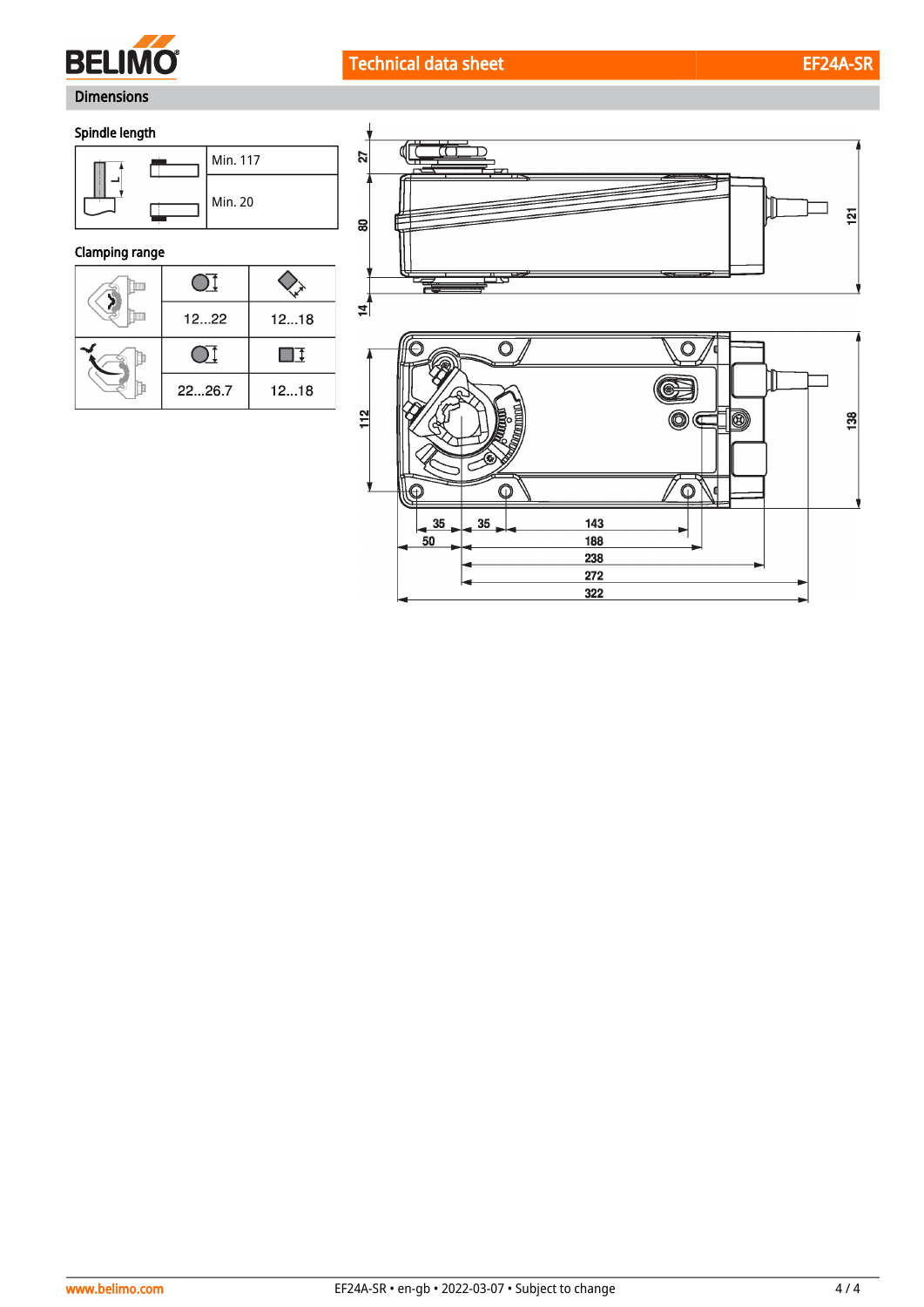## Dimensions

### Spindle length

| | |
|---|---|
| | Min. 117 |
| | Min. 20 |

### Clamping range

| | | |
|---|---|---|
| | 12...22 | 12...18 |
| | 22...26.7 | 12...18 |

27
80
14
121
112
138
35
35
143
50
188
238
272
322